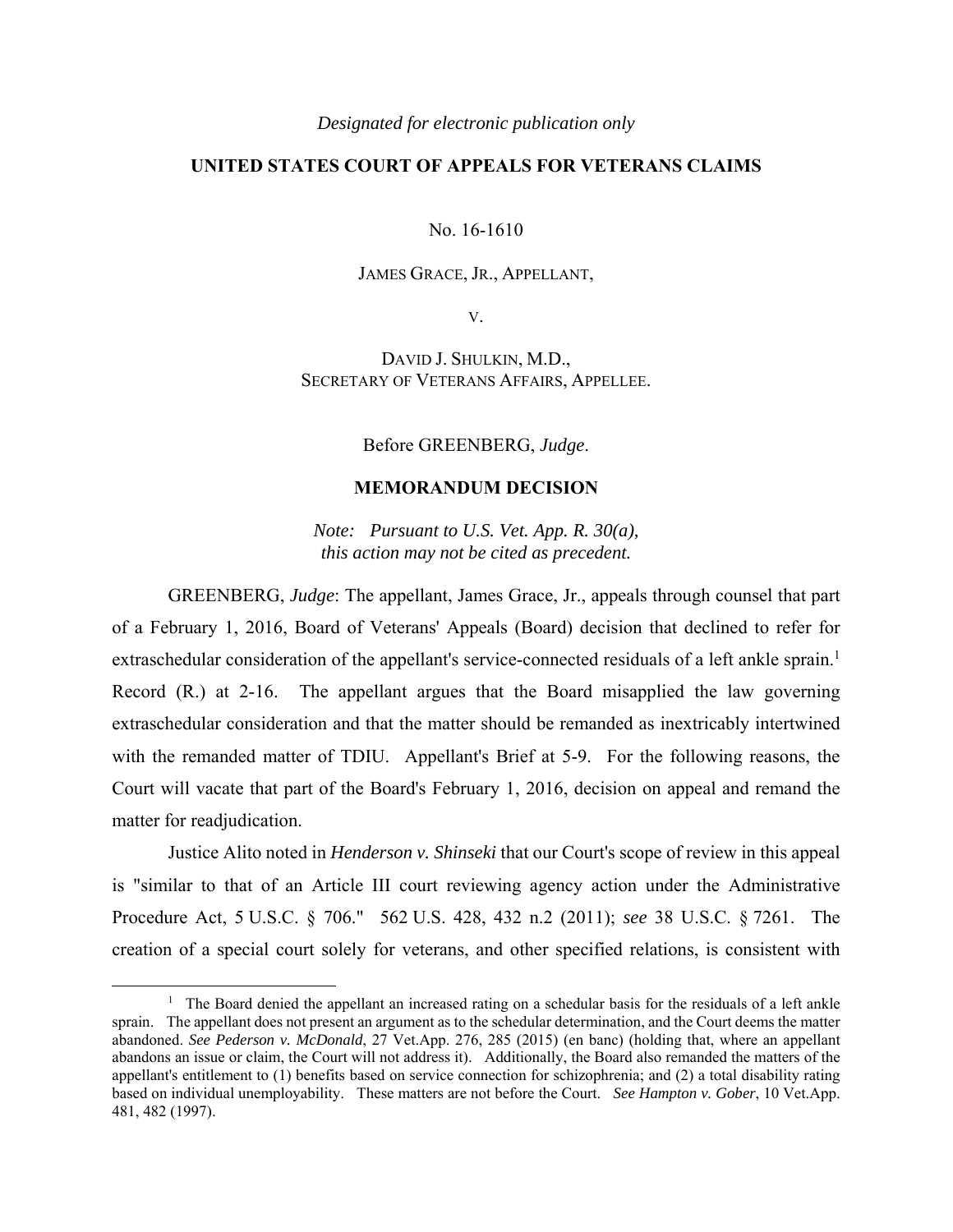*Designated for electronic publication only*

**UNITED STATES COURT OF APPEALS FOR VETERANS CLAIMS**

No. 16-1610

JAMES GRACE, JR., APPELLANT,

V.

DAVID J. SHULKIN, M.D.,
SECRETARY OF VETERANS AFFAIRS, APPELLEE.

Before GREENBERG, *Judge*.

**MEMORANDUM DECISION**

*Note: Pursuant to U.S. Vet. App. R. 30(a), this action may not be cited as precedent.*

GREENBERG, *Judge*: The appellant, James Grace, Jr., appeals through counsel that part of a February 1, 2016, Board of Veterans' Appeals (Board) decision that declined to refer for extraschedular consideration of the appellant's service-connected residuals of a left ankle sprain.[1] Record (R.) at 2-16. The appellant argues that the Board misapplied the law governing extraschedular consideration and that the matter should be remanded as inextricably intertwined with the remanded matter of TDIU. Appellant's Brief at 5-9. For the following reasons, the Court will vacate that part of the Board's February 1, 2016, decision on appeal and remand the matter for readjudication.

Justice Alito noted in *Henderson v. Shinseki* that our Court's scope of review in this appeal is "similar to that of an Article III court reviewing agency action under the Administrative Procedure Act, 5 U.S.C. § 706." 562 U.S. 428, 432 n.2 (2011); *see* 38 U.S.C. § 7261. The creation of a special court solely for veterans, and other specified relations, is consistent with

[1] The Board denied the appellant an increased rating on a schedular basis for the residuals of a left ankle sprain. The appellant does not present an argument as to the schedular determination, and the Court deems the matter abandoned. *See Pederson v. McDonald*, 27 Vet.App. 276, 285 (2015) (en banc) (holding that, where an appellant abandons an issue or claim, the Court will not address it). Additionally, the Board also remanded the matters of the appellant's entitlement to (1) benefits based on service connection for schizophrenia; and (2) a total disability rating based on individual unemployability. These matters are not before the Court. *See Hampton v. Gober*, 10 Vet.App. 481, 482 (1997).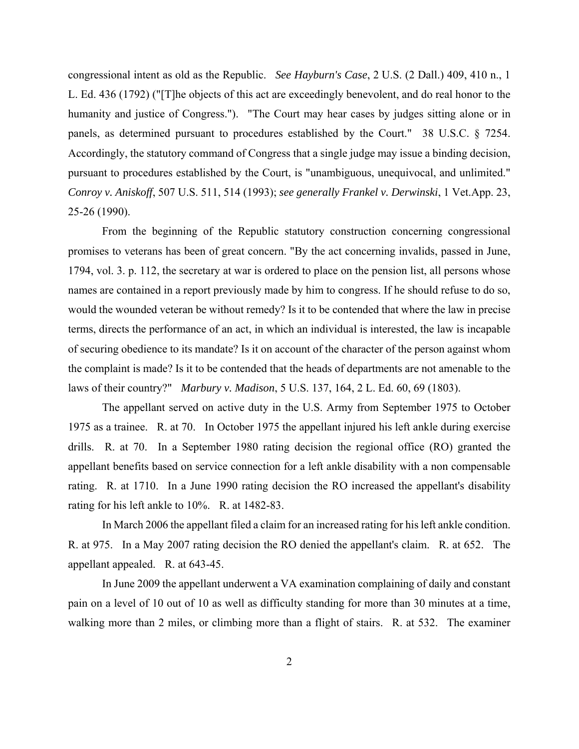congressional intent as old as the Republic. *See Hayburn's Case*, 2 U.S. (2 Dall.) 409, 410 n., 1 L. Ed. 436 (1792) ("[T]he objects of this act are exceedingly benevolent, and do real honor to the humanity and justice of Congress."). "The Court may hear cases by judges sitting alone or in panels, as determined pursuant to procedures established by the Court." 38 U.S.C. § 7254. Accordingly, the statutory command of Congress that a single judge may issue a binding decision, pursuant to procedures established by the Court, is "unambiguous, unequivocal, and unlimited." *Conroy v. Aniskoff*, 507 U.S. 511, 514 (1993); *see generally Frankel v. Derwinski*, 1 Vet.App. 23, 25-26 (1990).

From the beginning of the Republic statutory construction concerning congressional promises to veterans has been of great concern. "By the act concerning invalids, passed in June, 1794, vol. 3. p. 112, the secretary at war is ordered to place on the pension list, all persons whose names are contained in a report previously made by him to congress. If he should refuse to do so, would the wounded veteran be without remedy? Is it to be contended that where the law in precise terms, directs the performance of an act, in which an individual is interested, the law is incapable of securing obedience to its mandate? Is it on account of the character of the person against whom the complaint is made? Is it to be contended that the heads of departments are not amenable to the laws of their country?" *Marbury v. Madison*, 5 U.S. 137, 164, 2 L. Ed. 60, 69 (1803).

The appellant served on active duty in the U.S. Army from September 1975 to October 1975 as a trainee. R. at 70. In October 1975 the appellant injured his left ankle during exercise drills. R. at 70. In a September 1980 rating decision the regional office (RO) granted the appellant benefits based on service connection for a left ankle disability with a non compensable rating. R. at 1710. In a June 1990 rating decision the RO increased the appellant's disability rating for his left ankle to 10%. R. at 1482-83.

In March 2006 the appellant filed a claim for an increased rating for his left ankle condition. R. at 975. In a May 2007 rating decision the RO denied the appellant's claim. R. at 652. The appellant appealed. R. at 643-45.

In June 2009 the appellant underwent a VA examination complaining of daily and constant pain on a level of 10 out of 10 as well as difficulty standing for more than 30 minutes at a time, walking more than 2 miles, or climbing more than a flight of stairs. R. at 532. The examiner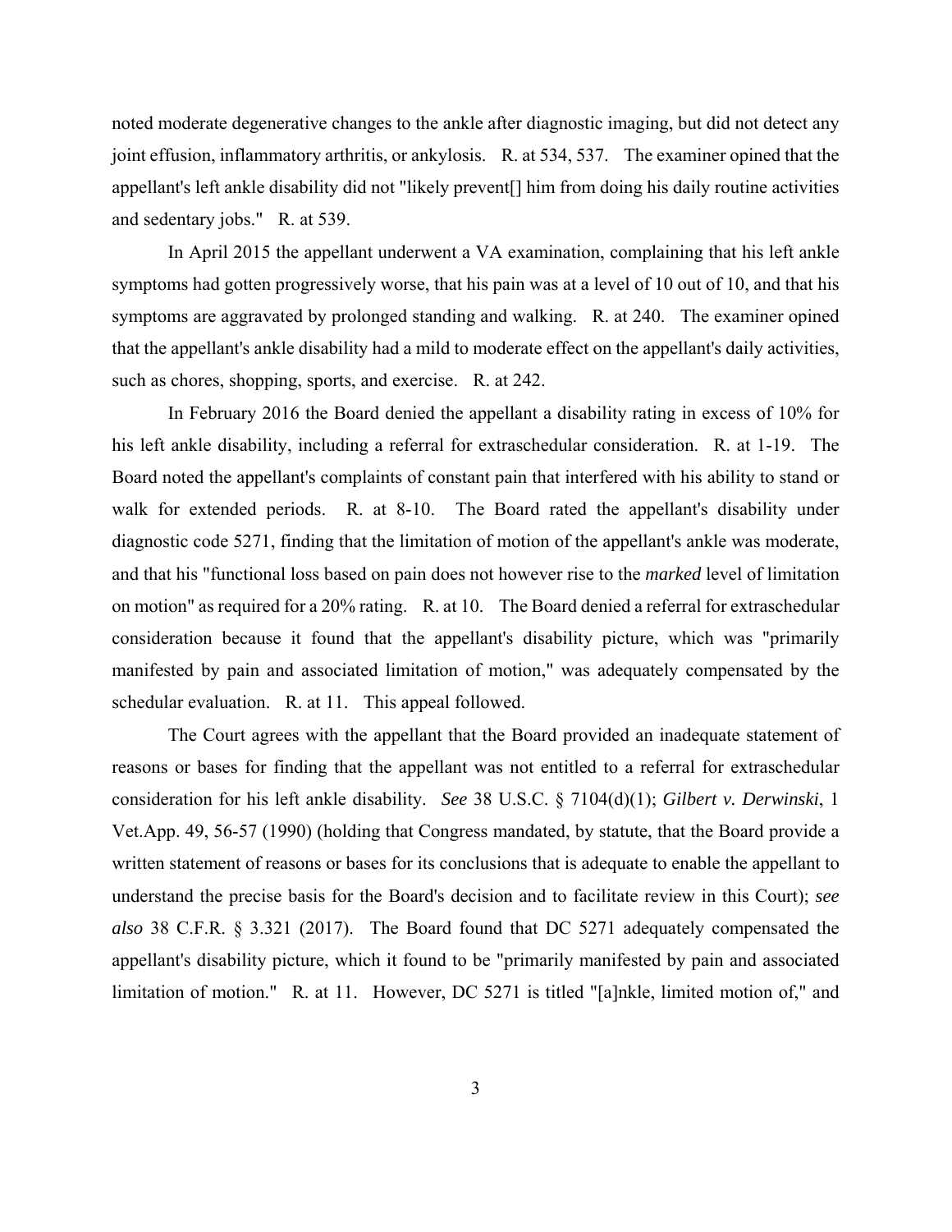noted moderate degenerative changes to the ankle after diagnostic imaging, but did not detect any joint effusion, inflammatory arthritis, or ankylosis. R. at 534, 537. The examiner opined that the appellant's left ankle disability did not "likely prevent[] him from doing his daily routine activities and sedentary jobs." R. at 539.

In April 2015 the appellant underwent a VA examination, complaining that his left ankle symptoms had gotten progressively worse, that his pain was at a level of 10 out of 10, and that his symptoms are aggravated by prolonged standing and walking. R. at 240. The examiner opined that the appellant's ankle disability had a mild to moderate effect on the appellant's daily activities, such as chores, shopping, sports, and exercise. R. at 242.

In February 2016 the Board denied the appellant a disability rating in excess of 10% for his left ankle disability, including a referral for extraschedular consideration. R. at 1-19. The Board noted the appellant's complaints of constant pain that interfered with his ability to stand or walk for extended periods. R. at 8-10. The Board rated the appellant's disability under diagnostic code 5271, finding that the limitation of motion of the appellant's ankle was moderate, and that his "functional loss based on pain does not however rise to the *marked* level of limitation on motion" as required for a 20% rating. R. at 10. The Board denied a referral for extraschedular consideration because it found that the appellant's disability picture, which was "primarily manifested by pain and associated limitation of motion," was adequately compensated by the schedular evaluation. R. at 11. This appeal followed.

The Court agrees with the appellant that the Board provided an inadequate statement of reasons or bases for finding that the appellant was not entitled to a referral for extraschedular consideration for his left ankle disability. *See* 38 U.S.C. § 7104(d)(1); *Gilbert v. Derwinski*, 1 Vet.App. 49, 56-57 (1990) (holding that Congress mandated, by statute, that the Board provide a written statement of reasons or bases for its conclusions that is adequate to enable the appellant to understand the precise basis for the Board's decision and to facilitate review in this Court); *see also* 38 C.F.R. § 3.321 (2017). The Board found that DC 5271 adequately compensated the appellant's disability picture, which it found to be "primarily manifested by pain and associated limitation of motion." R. at 11. However, DC 5271 is titled "[a]nkle, limited motion of," and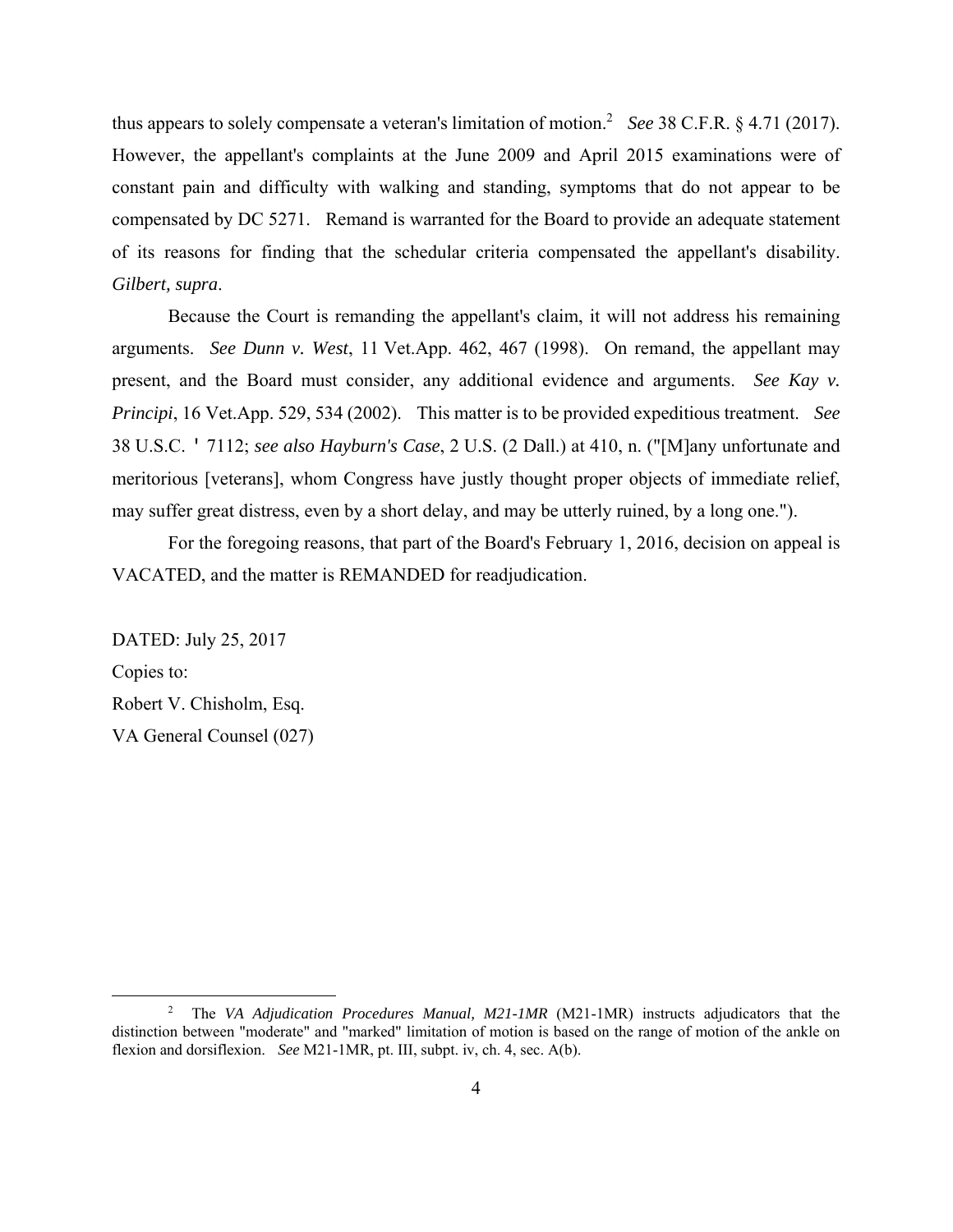thus appears to solely compensate a veteran's limitation of motion.[2] *See* 38 C.F.R. § 4.71 (2017). However, the appellant's complaints at the June 2009 and April 2015 examinations were of constant pain and difficulty with walking and standing, symptoms that do not appear to be compensated by DC 5271. Remand is warranted for the Board to provide an adequate statement of its reasons for finding that the schedular criteria compensated the appellant's disability. *Gilbert, supra*.

Because the Court is remanding the appellant's claim, it will not address his remaining arguments. *See Dunn v. West*, 11 Vet.App. 462, 467 (1998). On remand, the appellant may present, and the Board must consider, any additional evidence and arguments. *See Kay v. Principi*, 16 Vet.App. 529, 534 (2002). This matter is to be provided expeditious treatment. *See* 38 U.S.C. ' 7112; *see also Hayburn's Case*, 2 U.S. (2 Dall.) at 410, n. ("[M]any unfortunate and meritorious [veterans], whom Congress have justly thought proper objects of immediate relief, may suffer great distress, even by a short delay, and may be utterly ruined, by a long one.").

For the foregoing reasons, that part of the Board's February 1, 2016, decision on appeal is VACATED, and the matter is REMANDED for readjudication.

DATED: July 25, 2017

Copies to:

Robert V. Chisholm, Esq.

VA General Counsel (027)

[2] The *VA Adjudication Procedures Manual, M21-1MR* (M21-1MR) instructs adjudicators that the distinction between "moderate" and "marked" limitation of motion is based on the range of motion of the ankle on flexion and dorsiflexion. *See* M21-1MR, pt. III, subpt. iv, ch. 4, sec. A(b).